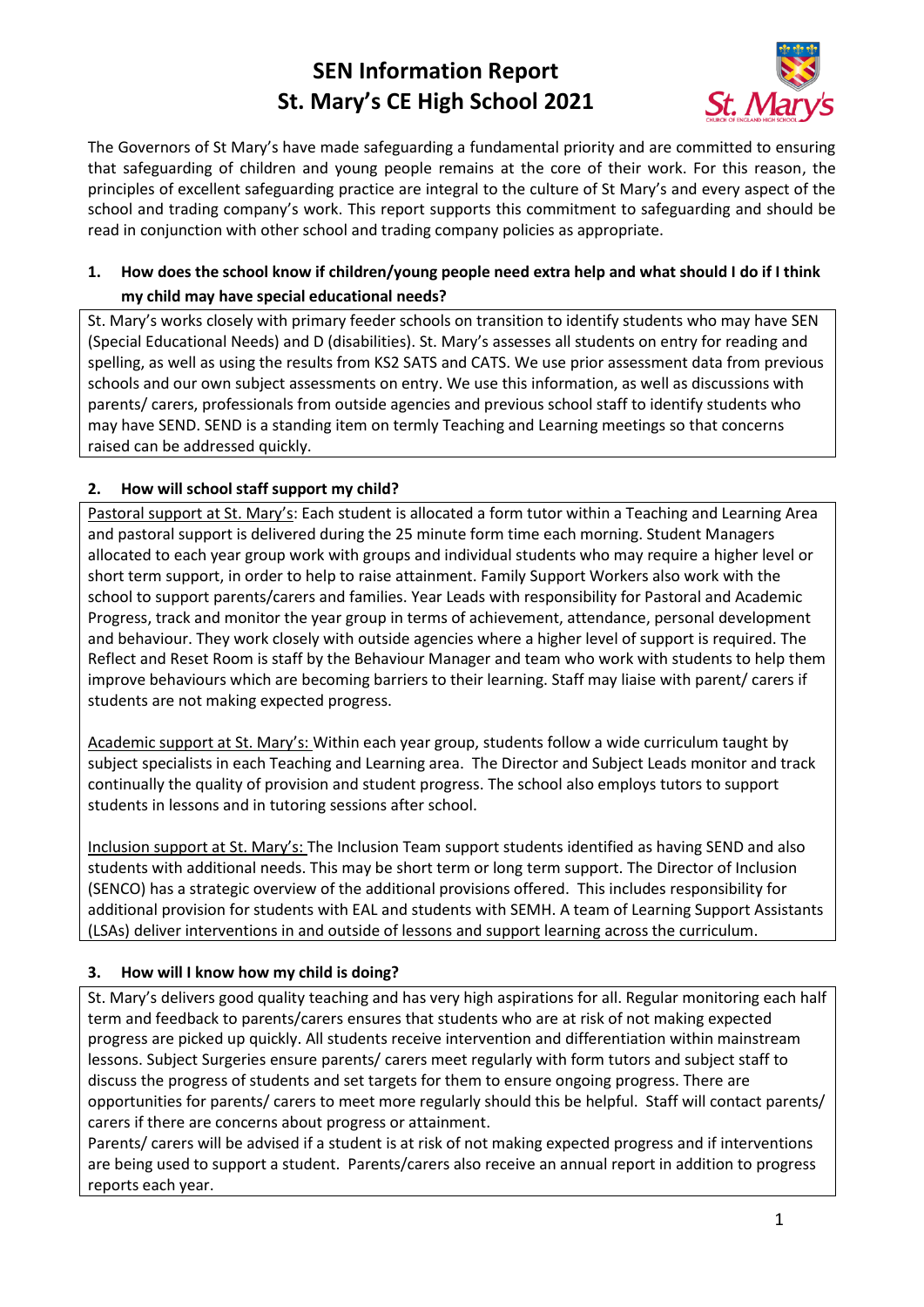# SEN Information Report
# St. Mary's CE High School 2021

The Governors of St Mary's have made safeguarding a fundamental priority and are committed to ensuring that safeguarding of children and young people remains at the core of their work. For this reason, the principles of excellent safeguarding practice are integral to the culture of St Mary's and every aspect of the school and trading company's work. This report supports this commitment to safeguarding and should be read in conjunction with other school and trading company policies as appropriate.

### 1. How does the school know if children/young people need extra help and what should I do if I think my child may have special educational needs?

St. Mary's works closely with primary feeder schools on transition to identify students who may have SEN (Special Educational Needs) and D (disabilities). St. Mary's assesses all students on entry for reading and spelling, as well as using the results from KS2 SATS and CATS. We use prior assessment data from previous schools and our own subject assessments on entry. We use this information, as well as discussions with parents/ carers, professionals from outside agencies and previous school staff to identify students who may have SEND. SEND is a standing item on termly Teaching and Learning meetings so that concerns raised can be addressed quickly.

### 2. How will school staff support my child?

Pastoral support at St. Mary's: Each student is allocated a form tutor within a Teaching and Learning Area and pastoral support is delivered during the 25 minute form time each morning. Student Managers allocated to each year group work with groups and individual students who may require a higher level or short term support, in order to help to raise attainment. Family Support Workers also work with the school to support parents/carers and families. Year Leads with responsibility for Pastoral and Academic Progress, track and monitor the year group in terms of achievement, attendance, personal development and behaviour. They work closely with outside agencies where a higher level of support is required. The Reflect and Reset Room is staff by the Behaviour Manager and team who work with students to help them improve behaviours which are becoming barriers to their learning. Staff may liaise with parent/ carers if students are not making expected progress.

Academic support at St. Mary's: Within each year group, students follow a wide curriculum taught by subject specialists in each Teaching and Learning area. The Director and Subject Leads monitor and track continually the quality of provision and student progress. The school also employs tutors to support students in lessons and in tutoring sessions after school.

Inclusion support at St. Mary's: The Inclusion Team support students identified as having SEND and also students with additional needs. This may be short term or long term support. The Director of Inclusion (SENCO) has a strategic overview of the additional provisions offered. This includes responsibility for additional provision for students with EAL and students with SEMH. A team of Learning Support Assistants (LSAs) deliver interventions in and outside of lessons and support learning across the curriculum.

### 3. How will I know how my child is doing?

St. Mary's delivers good quality teaching and has very high aspirations for all. Regular monitoring each half term and feedback to parents/carers ensures that students who are at risk of not making expected progress are picked up quickly. All students receive intervention and differentiation within mainstream lessons. Subject Surgeries ensure parents/ carers meet regularly with form tutors and subject staff to discuss the progress of students and set targets for them to ensure ongoing progress. There are opportunities for parents/ carers to meet more regularly should this be helpful. Staff will contact parents/ carers if there are concerns about progress or attainment.

Parents/ carers will be advised if a student is at risk of not making expected progress and if interventions are being used to support a student. Parents/carers also receive an annual report in addition to progress reports each year.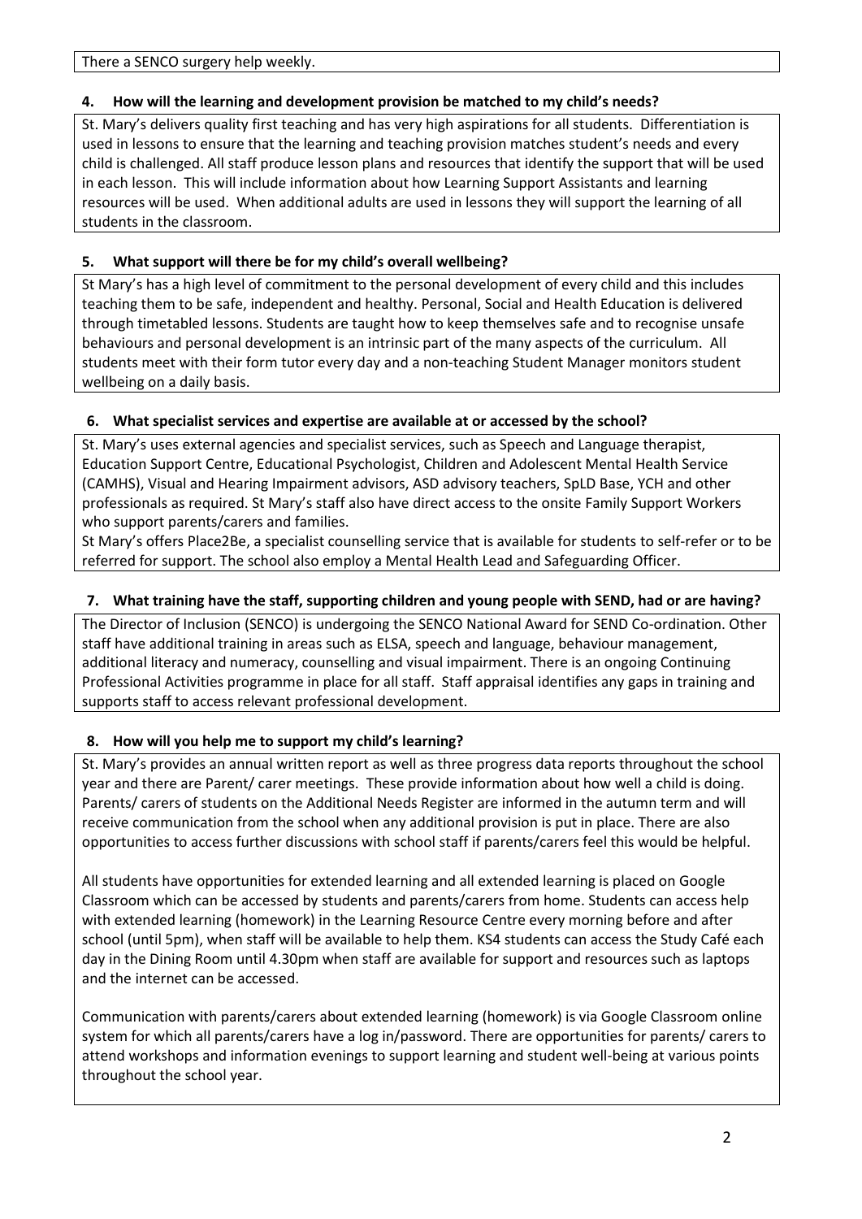There a SENCO surgery help weekly.

### 4. How will the learning and development provision be matched to my child's needs?

St. Mary's delivers quality first teaching and has very high aspirations for all students. Differentiation is used in lessons to ensure that the learning and teaching provision matches student's needs and every child is challenged. All staff produce lesson plans and resources that identify the support that will be used in each lesson. This will include information about how Learning Support Assistants and learning resources will be used. When additional adults are used in lessons they will support the learning of all students in the classroom.

### 5. What support will there be for my child's overall wellbeing?

St Mary's has a high level of commitment to the personal development of every child and this includes teaching them to be safe, independent and healthy. Personal, Social and Health Education is delivered through timetabled lessons. Students are taught how to keep themselves safe and to recognise unsafe behaviours and personal development is an intrinsic part of the many aspects of the curriculum. All students meet with their form tutor every day and a non-teaching Student Manager monitors student wellbeing on a daily basis.

### 6. What specialist services and expertise are available at or accessed by the school?

St. Mary's uses external agencies and specialist services, such as Speech and Language therapist, Education Support Centre, Educational Psychologist, Children and Adolescent Mental Health Service (CAMHS), Visual and Hearing Impairment advisors, ASD advisory teachers, SpLD Base, YCH and other professionals as required. St Mary's staff also have direct access to the onsite Family Support Workers who support parents/carers and families.

St Mary's offers Place2Be, a specialist counselling service that is available for students to self-refer or to be referred for support. The school also employ a Mental Health Lead and Safeguarding Officer.

### 7. What training have the staff, supporting children and young people with SEND, had or are having?

The Director of Inclusion (SENCO) is undergoing the SENCO National Award for SEND Co-ordination. Other staff have additional training in areas such as ELSA, speech and language, behaviour management, additional literacy and numeracy, counselling and visual impairment. There is an ongoing Continuing Professional Activities programme in place for all staff. Staff appraisal identifies any gaps in training and supports staff to access relevant professional development.

### 8. How will you help me to support my child's learning?

St. Mary's provides an annual written report as well as three progress data reports throughout the school year and there are Parent/ carer meetings. These provide information about how well a child is doing. Parents/ carers of students on the Additional Needs Register are informed in the autumn term and will receive communication from the school when any additional provision is put in place. There are also opportunities to access further discussions with school staff if parents/carers feel this would be helpful.

All students have opportunities for extended learning and all extended learning is placed on Google Classroom which can be accessed by students and parents/carers from home. Students can access help with extended learning (homework) in the Learning Resource Centre every morning before and after school (until 5pm), when staff will be available to help them. KS4 students can access the Study Café each day in the Dining Room until 4.30pm when staff are available for support and resources such as laptops and the internet can be accessed.

Communication with parents/carers about extended learning (homework) is via Google Classroom online system for which all parents/carers have a log in/password. There are opportunities for parents/ carers to attend workshops and information evenings to support learning and student well-being at various points throughout the school year.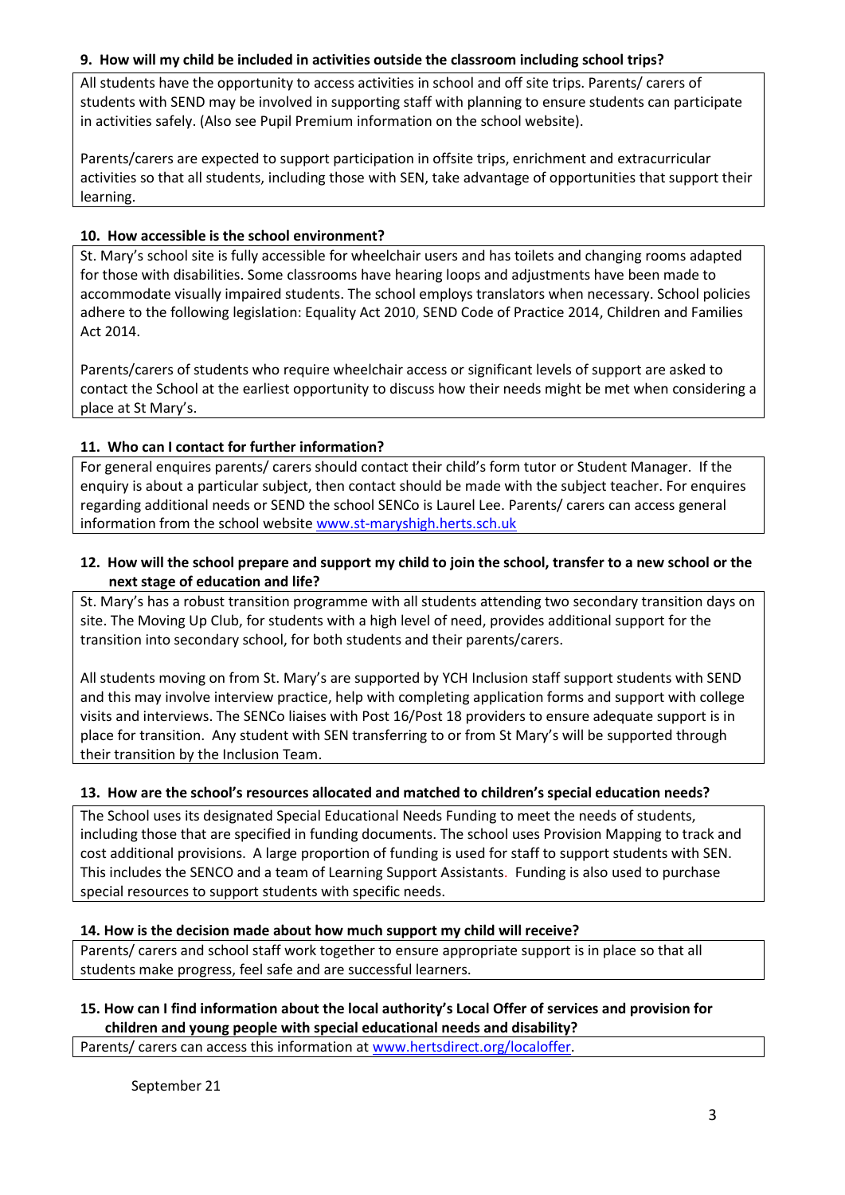**9. How will my child be included in activities outside the classroom including school trips?**

All students have the opportunity to access activities in school and off site trips. Parents/ carers of students with SEND may be involved in supporting staff with planning to ensure students can participate in activities safely. (Also see Pupil Premium information on the school website).

Parents/carers are expected to support participation in offsite trips, enrichment and extracurricular activities so that all students, including those with SEN, take advantage of opportunities that support their learning.

**10. How accessible is the school environment?**

St. Mary's school site is fully accessible for wheelchair users and has toilets and changing rooms adapted for those with disabilities. Some classrooms have hearing loops and adjustments have been made to accommodate visually impaired students. The school employs translators when necessary. School policies adhere to the following legislation: Equality Act 2010, SEND Code of Practice 2014, Children and Families Act 2014.

Parents/carers of students who require wheelchair access or significant levels of support are asked to contact the School at the earliest opportunity to discuss how their needs might be met when considering a place at St Mary's.

**11. Who can I contact for further information?**

For general enquires parents/ carers should contact their child's form tutor or Student Manager. If the enquiry is about a particular subject, then contact should be made with the subject teacher. For enquires regarding additional needs or SEND the school SENCo is Laurel Lee. Parents/ carers can access general information from the school website www.st-maryshigh.herts.sch.uk

**12. How will the school prepare and support my child to join the school, transfer to a new school or the next stage of education and life?**

St. Mary's has a robust transition programme with all students attending two secondary transition days on site. The Moving Up Club, for students with a high level of need, provides additional support for the transition into secondary school, for both students and their parents/carers.

All students moving on from St. Mary's are supported by YCH Inclusion staff support students with SEND and this may involve interview practice, help with completing application forms and support with college visits and interviews. The SENCo liaises with Post 16/Post 18 providers to ensure adequate support is in place for transition. Any student with SEN transferring to or from St Mary's will be supported through their transition by the Inclusion Team.

**13. How are the school's resources allocated and matched to children's special education needs?**

The School uses its designated Special Educational Needs Funding to meet the needs of students, including those that are specified in funding documents. The school uses Provision Mapping to track and cost additional provisions. A large proportion of funding is used for staff to support students with SEN. This includes the SENCO and a team of Learning Support Assistants. Funding is also used to purchase special resources to support students with specific needs.

**14. How is the decision made about how much support my child will receive?**

Parents/ carers and school staff work together to ensure appropriate support is in place so that all students make progress, feel safe and are successful learners.

**15. How can I find information about the local authority's Local Offer of services and provision for children and young people with special educational needs and disability?**

Parents/ carers can access this information at www.hertsdirect.org/localoffer.

September 21